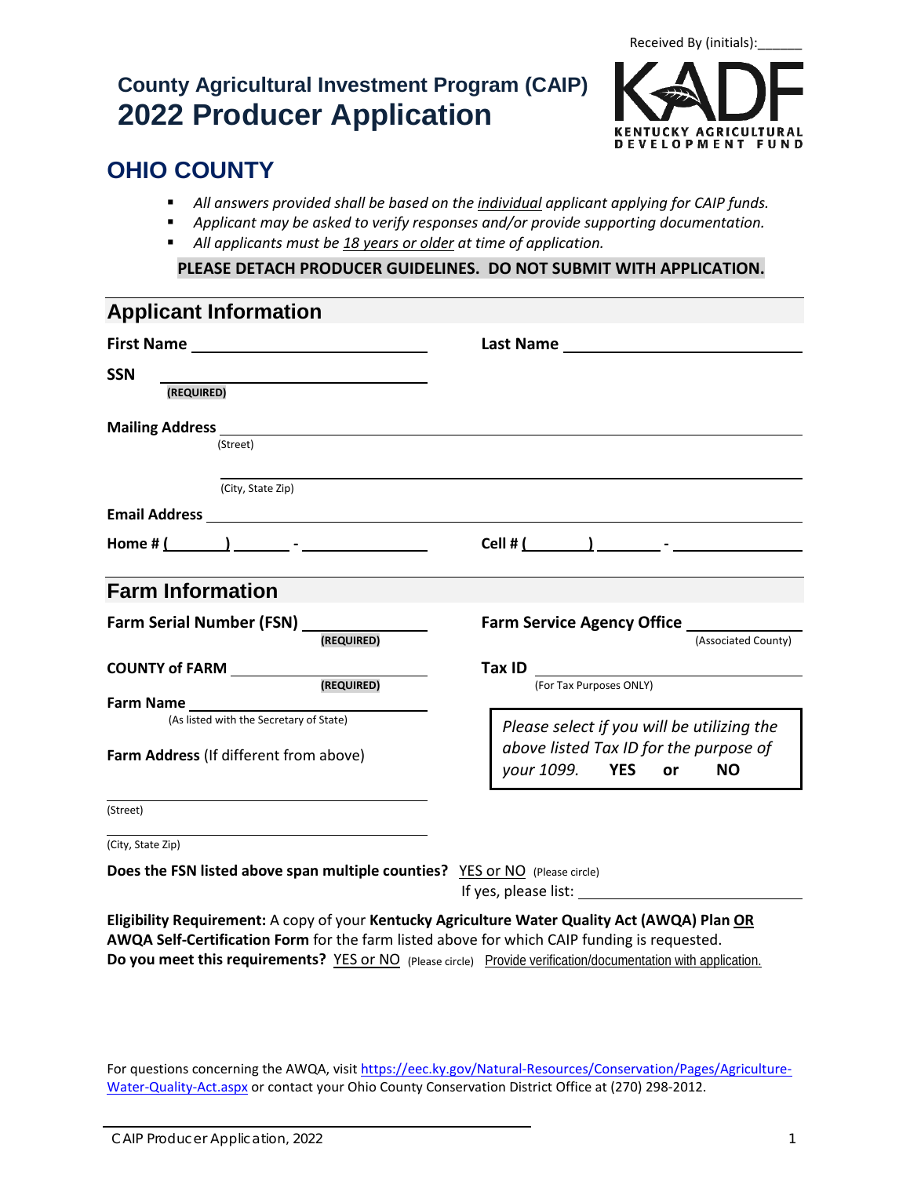Received By (initials):______

# County Agricultural Investment Program (CAIP)
# 2022 Producer Application

KENTUCKY AGRICULTURAL DEVELOPMENT FUND

## OHIO COUNTY

- *All answers provided shall be based on the individual applicant applying for CAIP funds.*
- *Applicant may be asked to verify responses and/or provide supporting documentation.*
- *All applicants must be 18 years or older at time of application.*

**PLEASE DETACH PRODUCER GUIDELINES. DO NOT SUBMIT WITH APPLICATION.**

## Applicant Information

**First Name** ____________________ **Last Name** ____________________

**SSN** ____________________
(REQUIRED)

**Mailing Address** ________________________________________
(Street)

________________________________________
(City, State Zip)

**Email Address** ________________________________________

**Home # (_____) _____ - ________** **Cell # (_____) _____ - ________**

## Farm Information

**Farm Serial Number (FSN)** ____________ (REQUIRED)

**Farm Service Agency Office** ____________ (Associated County)

**COUNTY of FARM** ____________ (REQUIRED)

**Tax ID** ____________ (For Tax Purposes ONLY)

**Farm Name** ____________________
(As listed with the Secretary of State)

*Please select if you will be utilizing the above listed Tax ID for the purpose of your 1099.* **YES or NO**

**Farm Address** (If different from above)

____________________
(Street)

____________________
(City, State Zip)

**Does the FSN listed above span multiple counties?** YES or NO (Please circle)
If yes, please list: ____________________

**Eligibility Requirement:** A copy of your **Kentucky Agriculture Water Quality Act (AWQA) Plan OR AWQA Self-Certification Form** for the farm listed above for which CAIP funding is requested.
**Do you meet this requirements?** YES or NO (Please circle) Provide verification/documentation with application.

For questions concerning the AWQA, visit https://eec.ky.gov/Natural-Resources/Conservation/Pages/Agriculture-Water-Quality-Act.aspx or contact your Ohio County Conservation District Office at (270) 298-2012.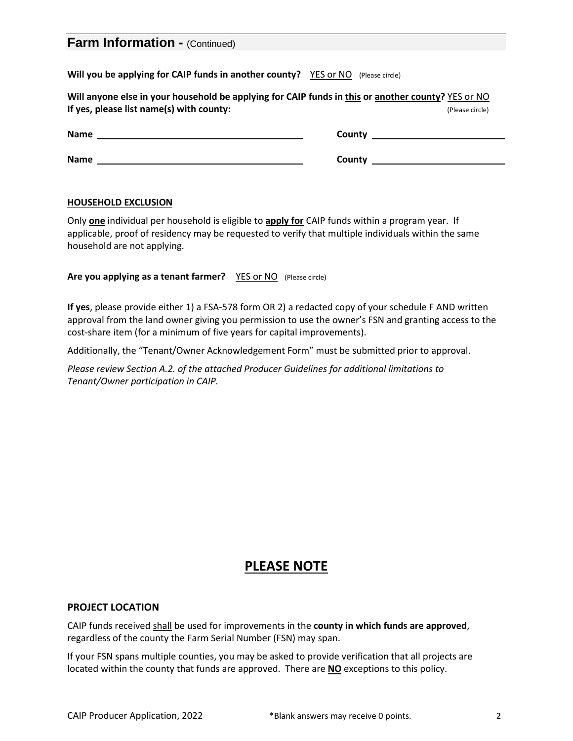## Farm Information - (Continued)

**Will you be applying for CAIP funds in another county?** YES or NO (Please circle)

**Will anyone else in your household be applying for CAIP funds in this or another county?** YES or NO (Please circle)
**If yes, please list name(s) with county:**

**Name** ______________________________ **County** ______________________

**Name** ______________________________ **County** ______________________

**HOUSEHOLD EXCLUSION**

Only **one** individual per household is eligible to **apply for** CAIP funds within a program year. If applicable, proof of residency may be requested to verify that multiple individuals within the same household are not applying.

**Are you applying as a tenant farmer?** YES or NO (Please circle)

**If yes**, please provide either 1) a FSA-578 form OR 2) a redacted copy of your schedule F AND written approval from the land owner giving you permission to use the owner's FSN and granting access to the cost-share item (for a minimum of five years for capital improvements).

Additionally, the "Tenant/Owner Acknowledgement Form" must be submitted prior to approval.

*Please review Section A.2. of the attached Producer Guidelines for additional limitations to Tenant/Owner participation in CAIP.*

## PLEASE NOTE

**PROJECT LOCATION**

CAIP funds received shall be used for improvements in the **county in which funds are approved**, regardless of the county the Farm Serial Number (FSN) may span.

If your FSN spans multiple counties, you may be asked to provide verification that all projects are located within the county that funds are approved. There are **NO** exceptions to this policy.

\*Blank answers may receive 0 points.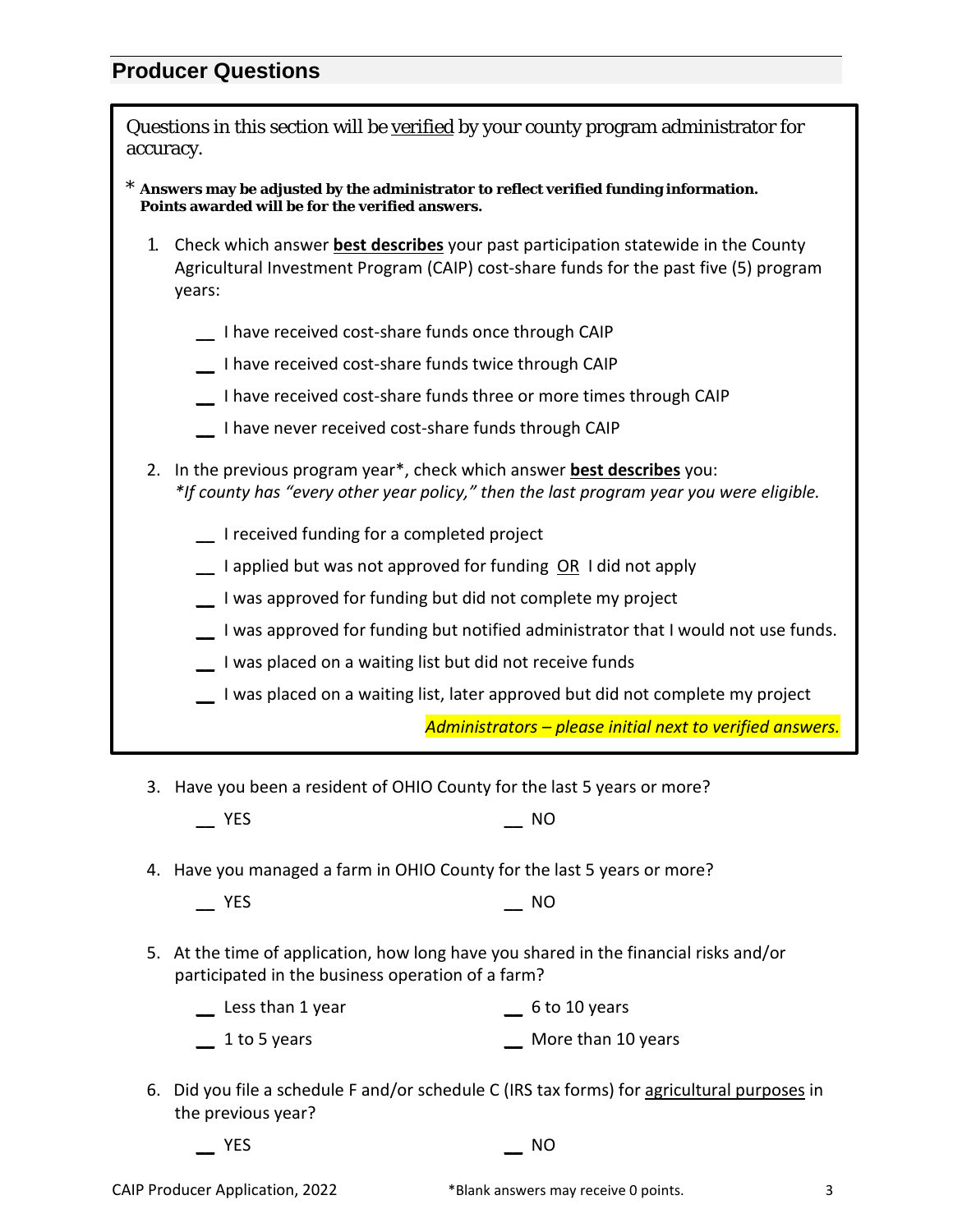## Producer Questions

Questions in this section will be verified by your county program administrator for accuracy.

\* **Answers may be adjusted by the administrator to reflect verified funding information. Points awarded will be for the verified answers.**

1. Check which answer **best describes** your past participation statewide in the County Agricultural Investment Program (CAIP) cost-share funds for the past five (5) program years:

   __ I have received cost-share funds once through CAIP

   __ I have received cost-share funds twice through CAIP

   __ I have received cost-share funds three or more times through CAIP

   __ I have never received cost-share funds through CAIP

2. In the previous program year*, check which answer **best describes** you:
   *\*If county has "every other year policy," then the last program year you were eligible.*

   __ I received funding for a completed project

   __ I applied but was not approved for funding OR I did not apply

   __ I was approved for funding but did not complete my project

   __ I was approved for funding but notified administrator that I would not use funds.

   __ I was placed on a waiting list but did not receive funds

   __ I was placed on a waiting list, later approved but did not complete my project

   *Administrators – please initial next to verified answers.*

3. Have you been a resident of OHIO County for the last 5 years or more?

   __ YES  __ NO

4. Have you managed a farm in OHIO County for the last 5 years or more?

   __ YES  __ NO

5. At the time of application, how long have you shared in the financial risks and/or participated in the business operation of a farm?

   __ Less than 1 year  __ 6 to 10 years

   __ 1 to 5 years  __ More than 10 years

6. Did you file a schedule F and/or schedule C (IRS tax forms) for agricultural purposes in the previous year?

   __ YES  __ NO

CAIP Producer Application, 2022 — *Blank answers may receive 0 points.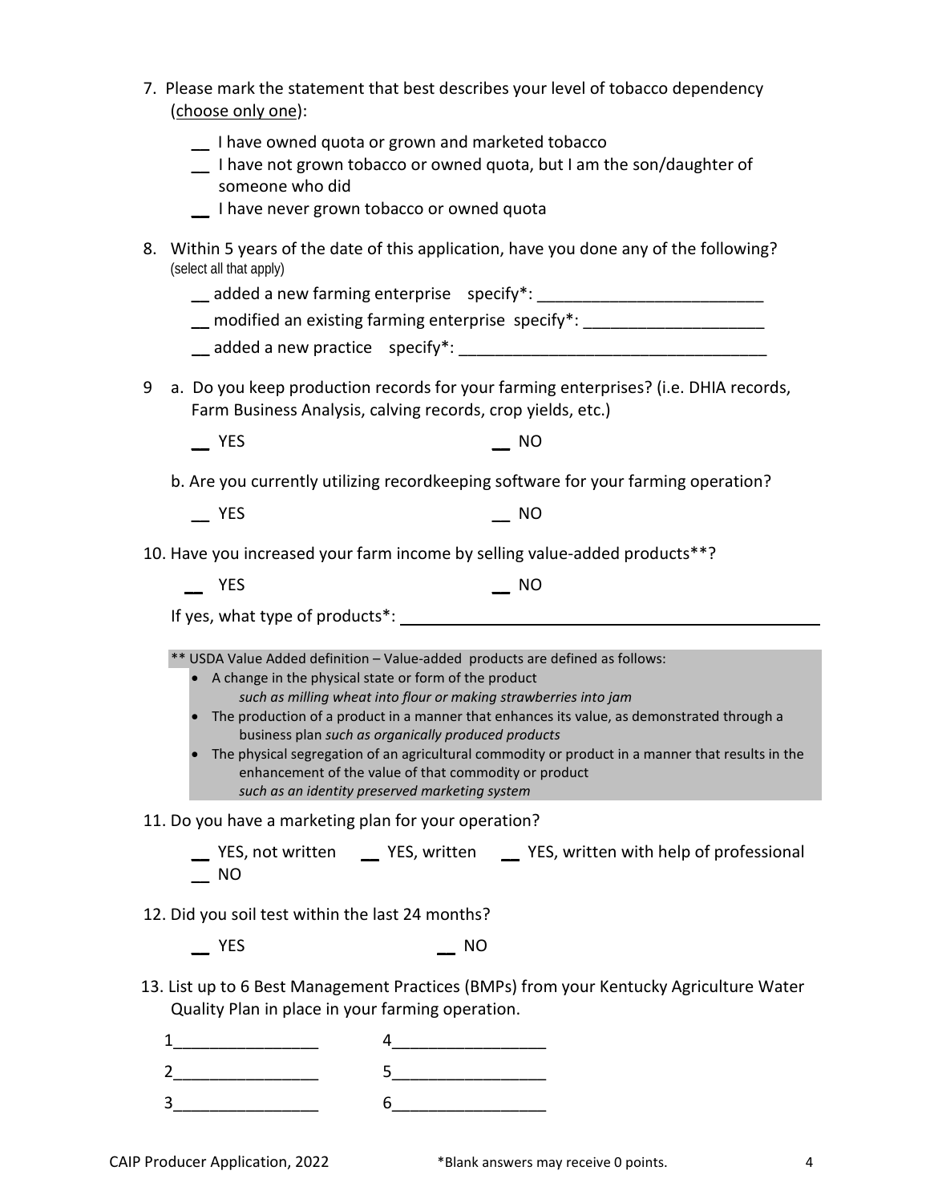7. Please mark the statement that best describes your level of tobacco dependency (choose only one):

   __ I have owned quota or grown and marketed tobacco
   __ I have not grown tobacco or owned quota, but I am the son/daughter of someone who did
   __ I have never grown tobacco or owned quota

8. Within 5 years of the date of this application, have you done any of the following? (select all that apply)

   __ added a new farming enterprise specify*: ________________________
   __ modified an existing farming enterprise specify*: ____________________
   __ added a new practice specify*: _________________________________

9 a. Do you keep production records for your farming enterprises? (i.e. DHIA records, Farm Business Analysis, calving records, crop yields, etc.)

   __ YES __ NO

   b. Are you currently utilizing recordkeeping software for your farming operation?

   __ YES __ NO

10. Have you increased your farm income by selling value-added products**?

   __ YES __ NO

   If yes, what type of products*: ______________________________________________

** USDA Value Added definition – Value-added products are defined as follows:

- A change in the physical state or form of the product *such as milling wheat into flour or making strawberries into jam*
- The production of a product in a manner that enhances its value, as demonstrated through a business plan *such as organically produced products*
- The physical segregation of an agricultural commodity or product in a manner that results in the enhancement of the value of that commodity or product *such as an identity preserved marketing system*

11. Do you have a marketing plan for your operation?

   __ YES, not written __ YES, written __ YES, written with help of professional
   __ NO

12. Did you soil test within the last 24 months?

   __ YES __ NO

13. List up to 6 Best Management Practices (BMPs) from your Kentucky Agriculture Water Quality Plan in place in your farming operation.

   1________________ 4_________________
   2________________ 5_________________
   3________________ 6_________________

CAIP Producer Application, 2022 *Blank answers may receive 0 points.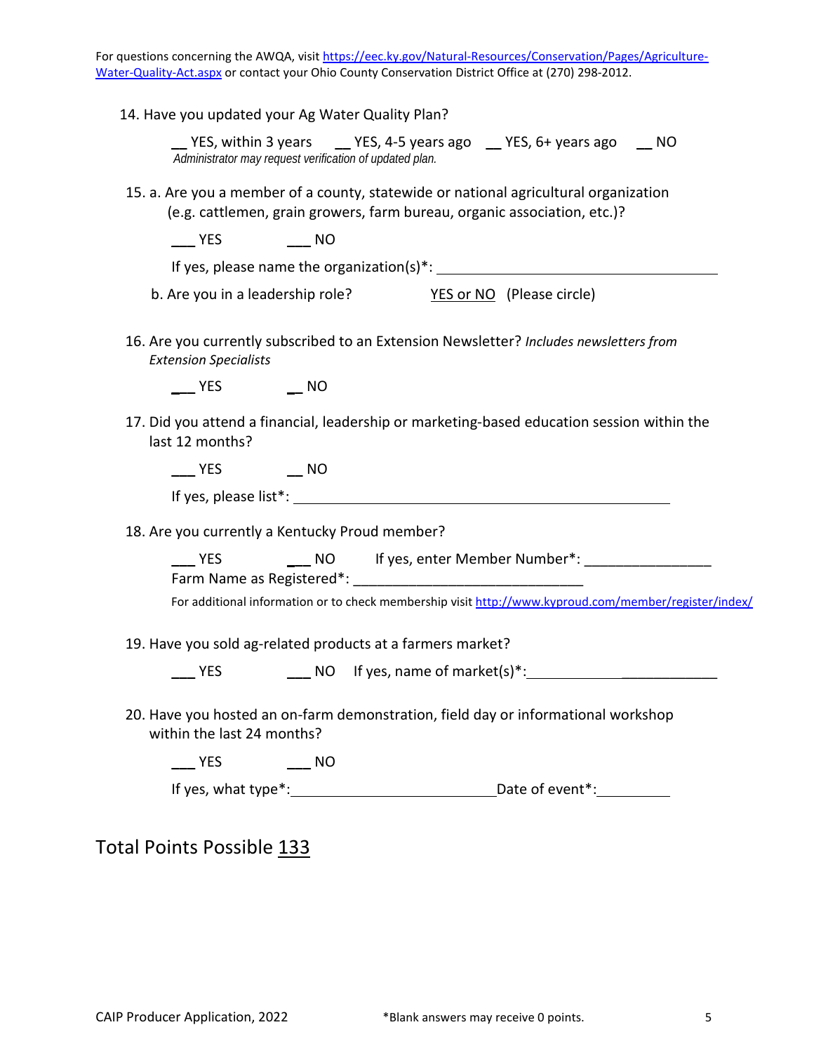For questions concerning the AWQA, visit https://eec.ky.gov/Natural-Resources/Conservation/Pages/Agriculture-Water-Quality-Act.aspx or contact your Ohio County Conservation District Office at (270) 298-2012.

14. Have you updated your Ag Water Quality Plan?

__ YES, within 3 years __ YES, 4-5 years ago __ YES, 6+ years ago __ NO

*Administrator may request verification of updated plan.*

15. a. Are you a member of a county, statewide or national agricultural organization (e.g. cattlemen, grain growers, farm bureau, organic association, etc.)?

___ YES ___ NO

If yes, please name the organization(s)*: ______________________________

b. Are you in a leadership role? YES or NO (Please circle)

16. Are you currently subscribed to an Extension Newsletter? *Includes newsletters from Extension Specialists*

___ YES __ NO

17. Did you attend a financial, leadership or marketing-based education session within the last 12 months?

___ YES __ NO

If yes, please list*: ______________________________

18. Are you currently a Kentucky Proud member?

___ YES ___ NO If yes, enter Member Number*: ________________

Farm Name as Registered*: ______________________________

For additional information or to check membership visit http://www.kyproud.com/member/register/index/

19. Have you sold ag-related products at a farmers market?

___ YES ___ NO If yes, name of market(s)*: ______________________________

20. Have you hosted an on-farm demonstration, field day or informational workshop within the last 24 months?

___ YES ___ NO

If yes, what type*: ______________________________ Date of event*: __________

Total Points Possible 133

CAIP Producer Application, 2022 *Blank answers may receive 0 points.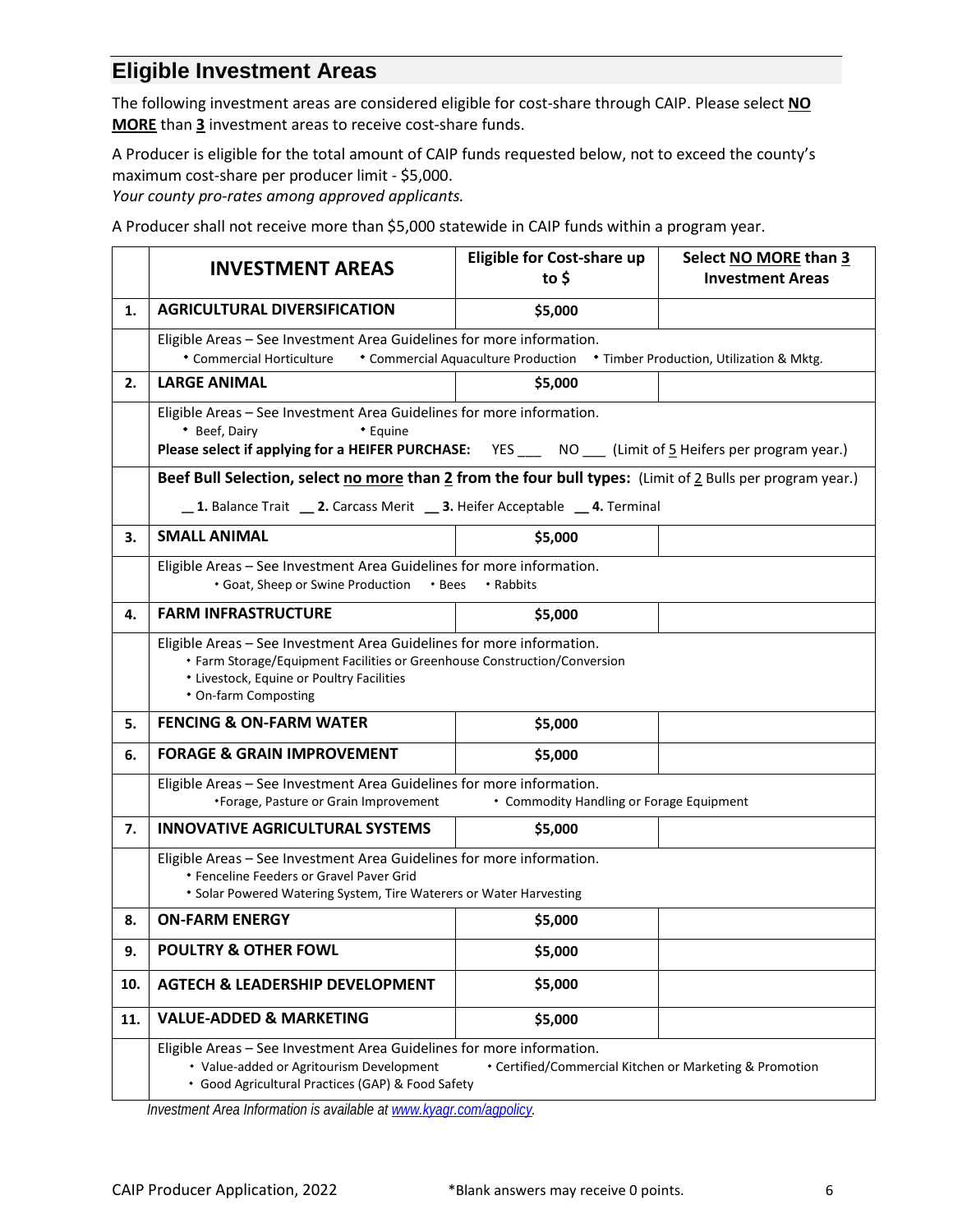## Eligible Investment Areas

The following investment areas are considered eligible for cost-share through CAIP. Please select **NO MORE** than **3** investment areas to receive cost-share funds.

A Producer is eligible for the total amount of CAIP funds requested below, not to exceed the county's maximum cost-share per producer limit - $5,000.
*Your county pro-rates among approved applicants.*

A Producer shall not receive more than $5,000 statewide in CAIP funds within a program year.

| | INVESTMENT AREAS | Eligible for Cost-share up to $ | Select NO MORE than 3 Investment Areas |
|---|---|---|---|
| 1. | **AGRICULTURAL DIVERSIFICATION** | $5,000 | |
| | Eligible Areas – See Investment Area Guidelines for more information. • Commercial Horticulture • Commercial Aquaculture Production • Timber Production, Utilization & Mktg. | | |
| 2. | **LARGE ANIMAL** | $5,000 | |
| | Eligible Areas – See Investment Area Guidelines for more information. • Beef, Dairy • Equine **Please select if applying for a HEIFER PURCHASE:** YES ___ NO ___ (Limit of 5 Heifers per program year.) | | |
| | **Beef Bull Selection, select no more than 2 from the four bull types:** (Limit of 2 Bulls per program year.) __ **1.** Balance Trait __ **2.** Carcass Merit __ **3.** Heifer Acceptable __ **4.** Terminal | | |
| 3. | **SMALL ANIMAL** | $5,000 | |
| | Eligible Areas – See Investment Area Guidelines for more information. • Goat, Sheep or Swine Production • Bees • Rabbits | | |
| 4. | **FARM INFRASTRUCTURE** | $5,000 | |
| | Eligible Areas – See Investment Area Guidelines for more information. • Farm Storage/Equipment Facilities or Greenhouse Construction/Conversion • Livestock, Equine or Poultry Facilities • On-farm Composting | | |
| 5. | **FENCING & ON-FARM WATER** | $5,000 | |
| 6. | **FORAGE & GRAIN IMPROVEMENT** | $5,000 | |
| | Eligible Areas – See Investment Area Guidelines for more information. • Forage, Pasture or Grain Improvement • Commodity Handling or Forage Equipment | | |
| 7. | **INNOVATIVE AGRICULTURAL SYSTEMS** | $5,000 | |
| | Eligible Areas – See Investment Area Guidelines for more information. • Fenceline Feeders or Gravel Paver Grid • Solar Powered Watering System, Tire Waterers or Water Harvesting | | |
| 8. | **ON-FARM ENERGY** | $5,000 | |
| 9. | **POULTRY & OTHER FOWL** | $5,000 | |
| 10. | **AGTECH & LEADERSHIP DEVELOPMENT** | $5,000 | |
| 11. | **VALUE-ADDED & MARKETING** | $5,000 | |
| | Eligible Areas – See Investment Area Guidelines for more information. • Value-added or Agritourism Development • Certified/Commercial Kitchen or Marketing & Promotion • Good Agricultural Practices (GAP) & Food Safety | | |

*Investment Area Information is available at [www.kyagr.com/agpolicy](http://www.kyagr.com/agpolicy).*

CAIP Producer Application, 2022 — *Blank answers may receive 0 points.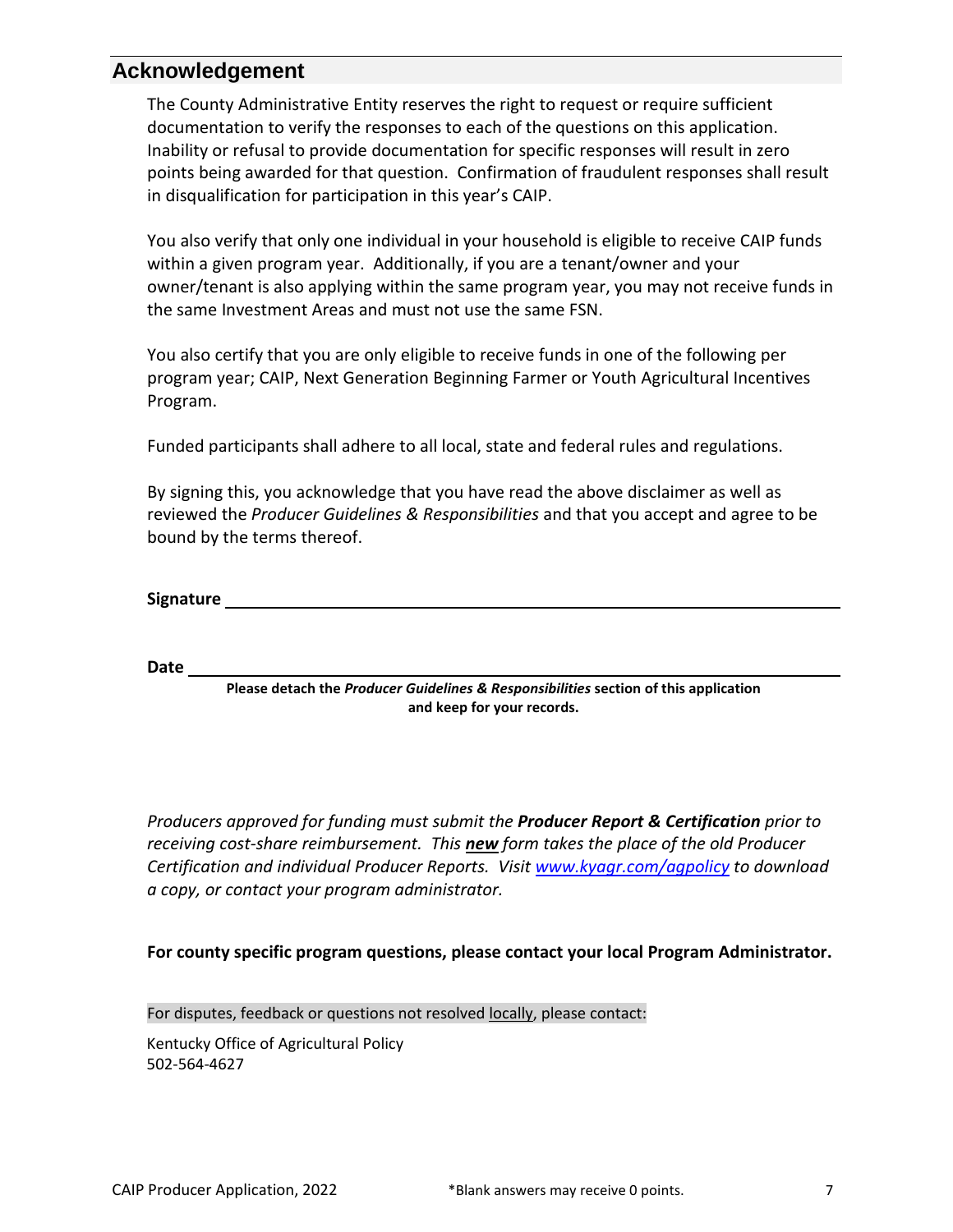## Acknowledgement

The County Administrative Entity reserves the right to request or require sufficient documentation to verify the responses to each of the questions on this application. Inability or refusal to provide documentation for specific responses will result in zero points being awarded for that question. Confirmation of fraudulent responses shall result in disqualification for participation in this year's CAIP.

You also verify that only one individual in your household is eligible to receive CAIP funds within a given program year. Additionally, if you are a tenant/owner and your owner/tenant is also applying within the same program year, you may not receive funds in the same Investment Areas and must not use the same FSN.

You also certify that you are only eligible to receive funds in one of the following per program year; CAIP, Next Generation Beginning Farmer or Youth Agricultural Incentives Program.

Funded participants shall adhere to all local, state and federal rules and regulations.

By signing this, you acknowledge that you have read the above disclaimer as well as reviewed the *Producer Guidelines & Responsibilities* and that you accept and agree to be bound by the terms thereof.

**Signature** ______________________________________________

**Date** ______________________________________________

**Please detach the *Producer Guidelines & Responsibilities* section of this application and keep for your records.**

*Producers approved for funding must submit the **Producer Report & Certification** prior to receiving cost-share reimbursement. This **new** form takes the place of the old Producer Certification and individual Producer Reports. Visit [www.kyagr.com/agpolicy](http://www.kyagr.com/agpolicy) to download a copy, or contact your program administrator.*

**For county specific program questions, please contact your local Program Administrator.**

For disputes, feedback or questions not resolved locally, please contact:

Kentucky Office of Agricultural Policy
502-564-4627

*Blank answers may receive 0 points.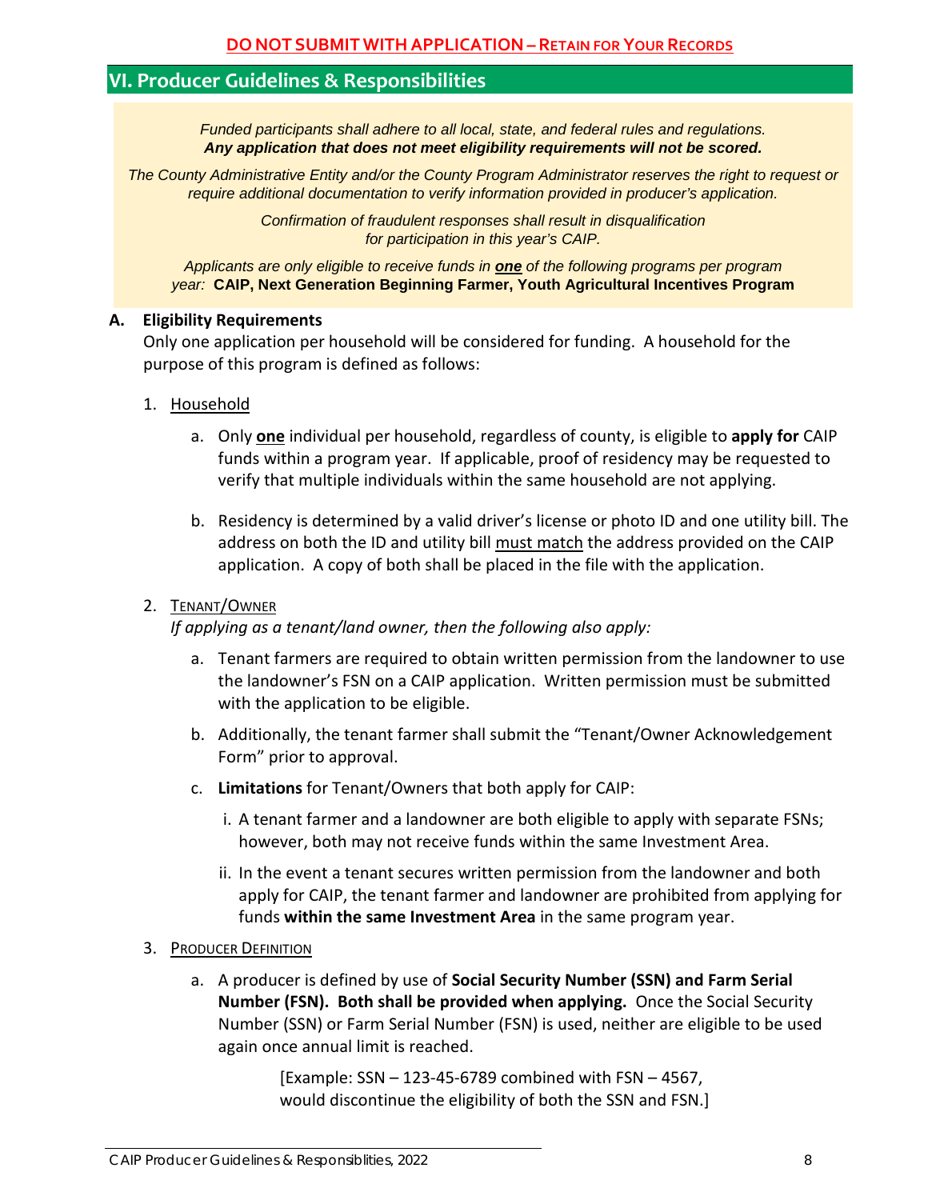**DO NOT SUBMIT WITH APPLICATION – RETAIN FOR YOUR RECORDS**

## VI. Producer Guidelines & Responsibilities

*Funded participants shall adhere to all local, state, and federal rules and regulations.*
***Any application that does not meet eligibility requirements will not be scored.***

*The County Administrative Entity and/or the County Program Administrator reserves the right to request or require additional documentation to verify information provided in producer's application.*

*Confirmation of fraudulent responses shall result in disqualification for participation in this year's CAIP.*

*Applicants are only eligible to receive funds in* ***one*** *of the following programs per program year:* **CAIP, Next Generation Beginning Farmer, Youth Agricultural Incentives Program**

### A. Eligibility Requirements

Only one application per household will be considered for funding. A household for the purpose of this program is defined as follows:

1. Household

   a. Only **one** individual per household, regardless of county, is eligible to **apply for** CAIP funds within a program year. If applicable, proof of residency may be requested to verify that multiple individuals within the same household are not applying.

   b. Residency is determined by a valid driver's license or photo ID and one utility bill. The address on both the ID and utility bill must match the address provided on the CAIP application. A copy of both shall be placed in the file with the application.

2. TENANT/OWNER

   *If applying as a tenant/land owner, then the following also apply:*

   a. Tenant farmers are required to obtain written permission from the landowner to use the landowner's FSN on a CAIP application. Written permission must be submitted with the application to be eligible.

   b. Additionally, the tenant farmer shall submit the "Tenant/Owner Acknowledgement Form" prior to approval.

   c. **Limitations** for Tenant/Owners that both apply for CAIP:

      i. A tenant farmer and a landowner are both eligible to apply with separate FSNs; however, both may not receive funds within the same Investment Area.

      ii. In the event a tenant secures written permission from the landowner and both apply for CAIP, the tenant farmer and landowner are prohibited from applying for funds **within the same Investment Area** in the same program year.

3. PRODUCER DEFINITION

   a. A producer is defined by use of **Social Security Number (SSN) and Farm Serial Number (FSN). Both shall be provided when applying.** Once the Social Security Number (SSN) or Farm Serial Number (FSN) is used, neither are eligible to be used again once annual limit is reached.

      [Example: SSN – 123-45-6789 combined with FSN – 4567, would discontinue the eligibility of both the SSN and FSN.]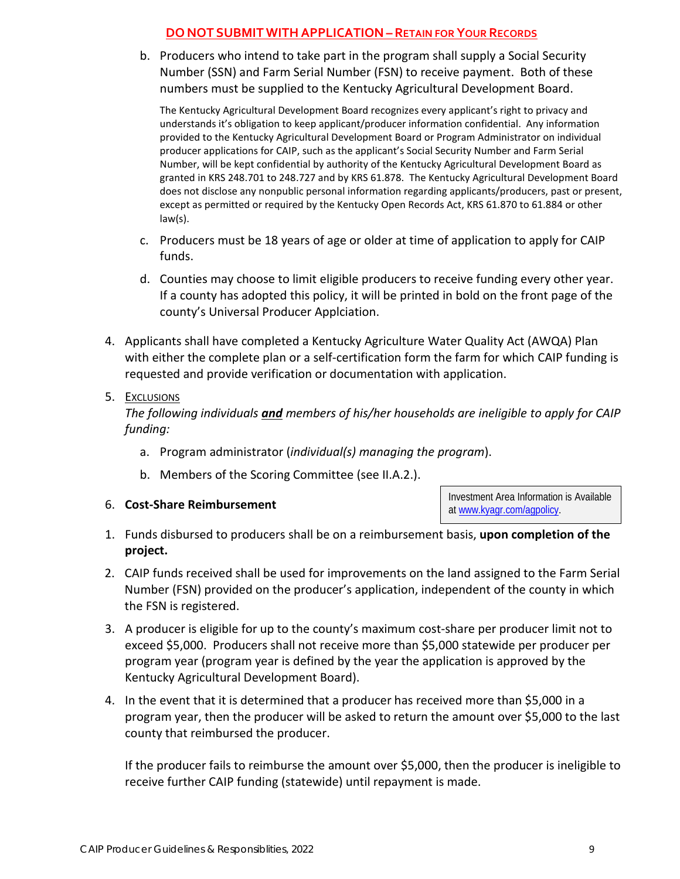**DO NOT SUBMIT WITH APPLICATION – RETAIN FOR YOUR RECORDS**

b. Producers who intend to take part in the program shall supply a Social Security Number (SSN) and Farm Serial Number (FSN) to receive payment. Both of these numbers must be supplied to the Kentucky Agricultural Development Board.

   The Kentucky Agricultural Development Board recognizes every applicant's right to privacy and understands it's obligation to keep applicant/producer information confidential. Any information provided to the Kentucky Agricultural Development Board or Program Administrator on individual producer applications for CAIP, such as the applicant's Social Security Number and Farm Serial Number, will be kept confidential by authority of the Kentucky Agricultural Development Board as granted in KRS 248.701 to 248.727 and by KRS 61.878. The Kentucky Agricultural Development Board does not disclose any nonpublic personal information regarding applicants/producers, past or present, except as permitted or required by the Kentucky Open Records Act, KRS 61.870 to 61.884 or other law(s).

c. Producers must be 18 years of age or older at time of application to apply for CAIP funds.

d. Counties may choose to limit eligible producers to receive funding every other year. If a county has adopted this policy, it will be printed in bold on the front page of the county's Universal Producer Applciation.

4. Applicants shall have completed a Kentucky Agriculture Water Quality Act (AWQA) Plan with either the complete plan or a self-certification form the farm for which CAIP funding is requested and provide verification or documentation with application.

5. EXCLUSIONS

   *The following individuals **and** members of his/her households are ineligible to apply for CAIP funding:*

   a. Program administrator (*individual(s) managing the program*).

   b. Members of the Scoring Committee (see II.A.2.).

6. **Cost-Share Reimbursement**

Investment Area Information is Available at www.kyagr.com/agpolicy.

1. Funds disbursed to producers shall be on a reimbursement basis, **upon completion of the project.**

2. CAIP funds received shall be used for improvements on the land assigned to the Farm Serial Number (FSN) provided on the producer's application, independent of the county in which the FSN is registered.

3. A producer is eligible for up to the county's maximum cost-share per producer limit not to exceed $5,000. Producers shall not receive more than $5,000 statewide per producer per program year (program year is defined by the year the application is approved by the Kentucky Agricultural Development Board).

4. In the event that it is determined that a producer has received more than $5,000 in a program year, then the producer will be asked to return the amount over $5,000 to the last county that reimbursed the producer.

   If the producer fails to reimburse the amount over $5,000, then the producer is ineligible to receive further CAIP funding (statewide) until repayment is made.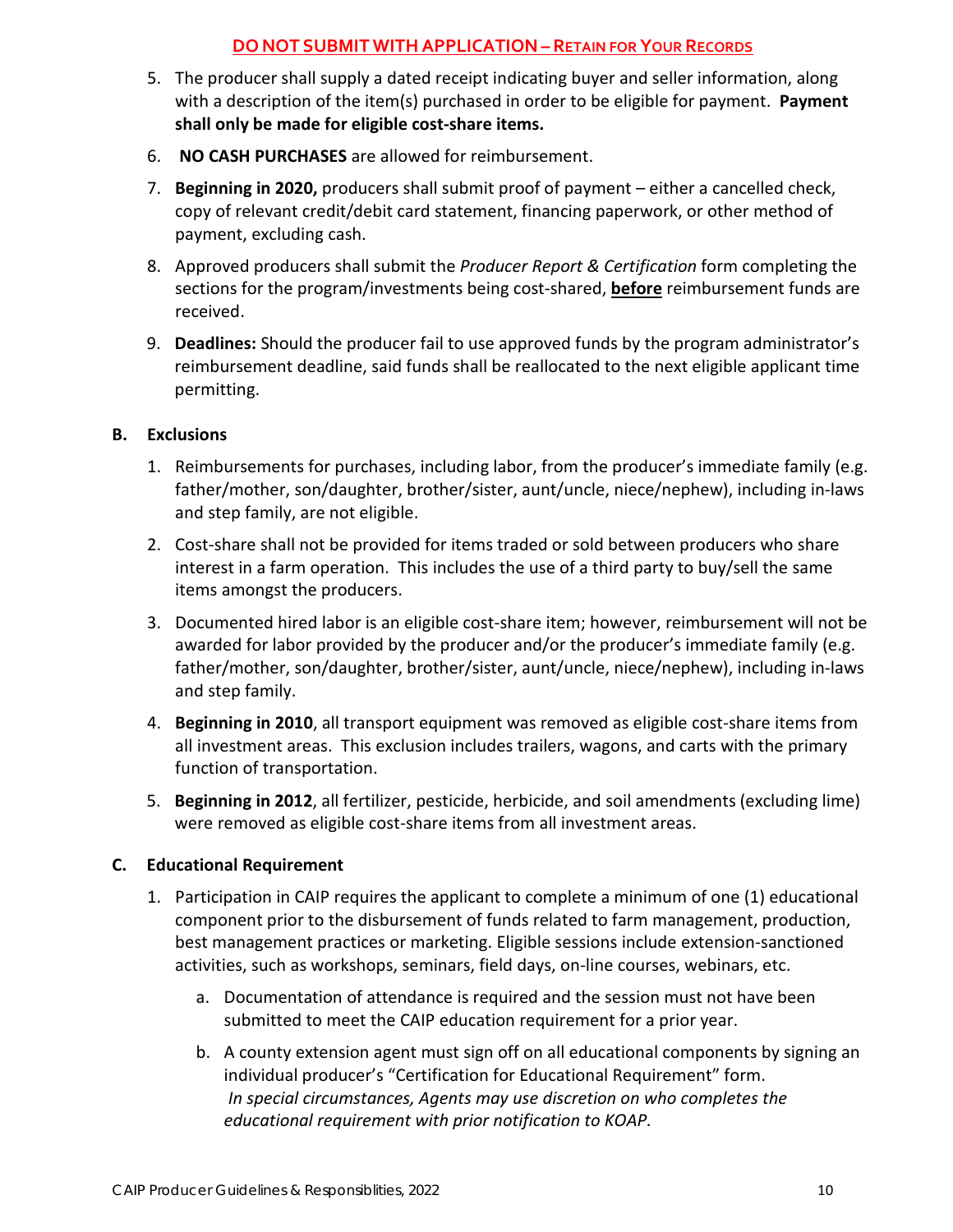**DO NOT SUBMIT WITH APPLICATION – RETAIN FOR YOUR RECORDS**

5. The producer shall supply a dated receipt indicating buyer and seller information, along with a description of the item(s) purchased in order to be eligible for payment. **Payment shall only be made for eligible cost-share items.**
6. **NO CASH PURCHASES** are allowed for reimbursement.
7. **Beginning in 2020,** producers shall submit proof of payment – either a cancelled check, copy of relevant credit/debit card statement, financing paperwork, or other method of payment, excluding cash.
8. Approved producers shall submit the *Producer Report & Certification* form completing the sections for the program/investments being cost-shared, **before** reimbursement funds are received.
9. **Deadlines:** Should the producer fail to use approved funds by the program administrator's reimbursement deadline, said funds shall be reallocated to the next eligible applicant time permitting.

**B. Exclusions**

1. Reimbursements for purchases, including labor, from the producer's immediate family (e.g. father/mother, son/daughter, brother/sister, aunt/uncle, niece/nephew), including in-laws and step family, are not eligible.
2. Cost-share shall not be provided for items traded or sold between producers who share interest in a farm operation. This includes the use of a third party to buy/sell the same items amongst the producers.
3. Documented hired labor is an eligible cost-share item; however, reimbursement will not be awarded for labor provided by the producer and/or the producer's immediate family (e.g. father/mother, son/daughter, brother/sister, aunt/uncle, niece/nephew), including in-laws and step family.
4. **Beginning in 2010**, all transport equipment was removed as eligible cost-share items from all investment areas. This exclusion includes trailers, wagons, and carts with the primary function of transportation.
5. **Beginning in 2012**, all fertilizer, pesticide, herbicide, and soil amendments (excluding lime) were removed as eligible cost-share items from all investment areas.

**C. Educational Requirement**

1. Participation in CAIP requires the applicant to complete a minimum of one (1) educational component prior to the disbursement of funds related to farm management, production, best management practices or marketing. Eligible sessions include extension-sanctioned activities, such as workshops, seminars, field days, on-line courses, webinars, etc.
   a. Documentation of attendance is required and the session must not have been submitted to meet the CAIP education requirement for a prior year.
   b. A county extension agent must sign off on all educational components by signing an individual producer's "Certification for Educational Requirement" form. *In special circumstances, Agents may use discretion on who completes the educational requirement with prior notification to KOAP.*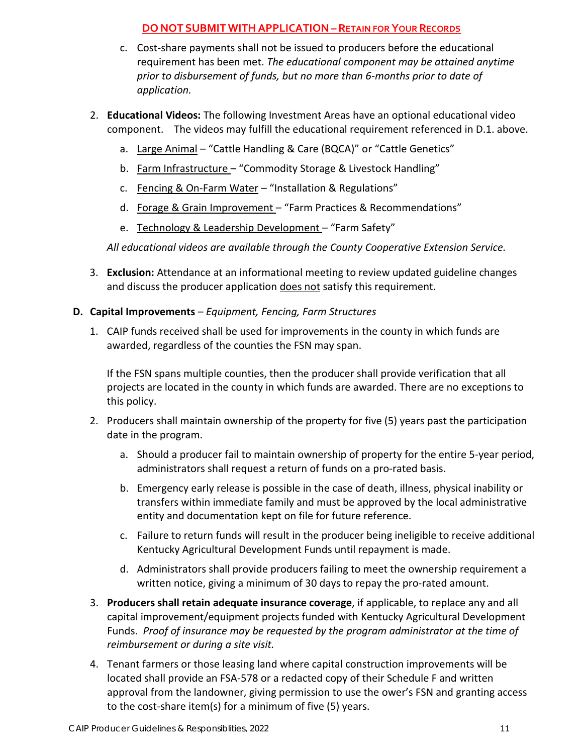**DO NOT SUBMIT WITH APPLICATION – RETAIN FOR YOUR RECORDS**

   c. Cost-share payments shall not be issued to producers before the educational requirement has been met. *The educational component may be attained anytime prior to disbursement of funds, but no more than 6-months prior to date of application.*

2. **Educational Videos:** The following Investment Areas have an optional educational video component. The videos may fulfill the educational requirement referenced in D.1. above.
   a. Large Animal – "Cattle Handling & Care (BQCA)" or "Cattle Genetics"
   b. Farm Infrastructure – "Commodity Storage & Livestock Handling"
   c. Fencing & On-Farm Water – "Installation & Regulations"
   d. Forage & Grain Improvement – "Farm Practices & Recommendations"
   e. Technology & Leadership Development – "Farm Safety"

   *All educational videos are available through the County Cooperative Extension Service.*

3. **Exclusion:** Attendance at an informational meeting to review updated guideline changes and discuss the producer application does not satisfy this requirement.

**D. Capital Improvements** – *Equipment, Fencing, Farm Structures*

1. CAIP funds received shall be used for improvements in the county in which funds are awarded, regardless of the counties the FSN may span.

   If the FSN spans multiple counties, then the producer shall provide verification that all projects are located in the county in which funds are awarded. There are no exceptions to this policy.

2. Producers shall maintain ownership of the property for five (5) years past the participation date in the program.
   a. Should a producer fail to maintain ownership of property for the entire 5-year period, administrators shall request a return of funds on a pro-rated basis.
   b. Emergency early release is possible in the case of death, illness, physical inability or transfers within immediate family and must be approved by the local administrative entity and documentation kept on file for future reference.
   c. Failure to return funds will result in the producer being ineligible to receive additional Kentucky Agricultural Development Funds until repayment is made.
   d. Administrators shall provide producers failing to meet the ownership requirement a written notice, giving a minimum of 30 days to repay the pro-rated amount.

3. **Producers shall retain adequate insurance coverage**, if applicable, to replace any and all capital improvement/equipment projects funded with Kentucky Agricultural Development Funds. *Proof of insurance may be requested by the program administrator at the time of reimbursement or during a site visit.*

4. Tenant farmers or those leasing land where capital construction improvements will be located shall provide an FSA-578 or a redacted copy of their Schedule F and written approval from the landowner, giving permission to use the ower's FSN and granting access to the cost-share item(s) for a minimum of five (5) years.